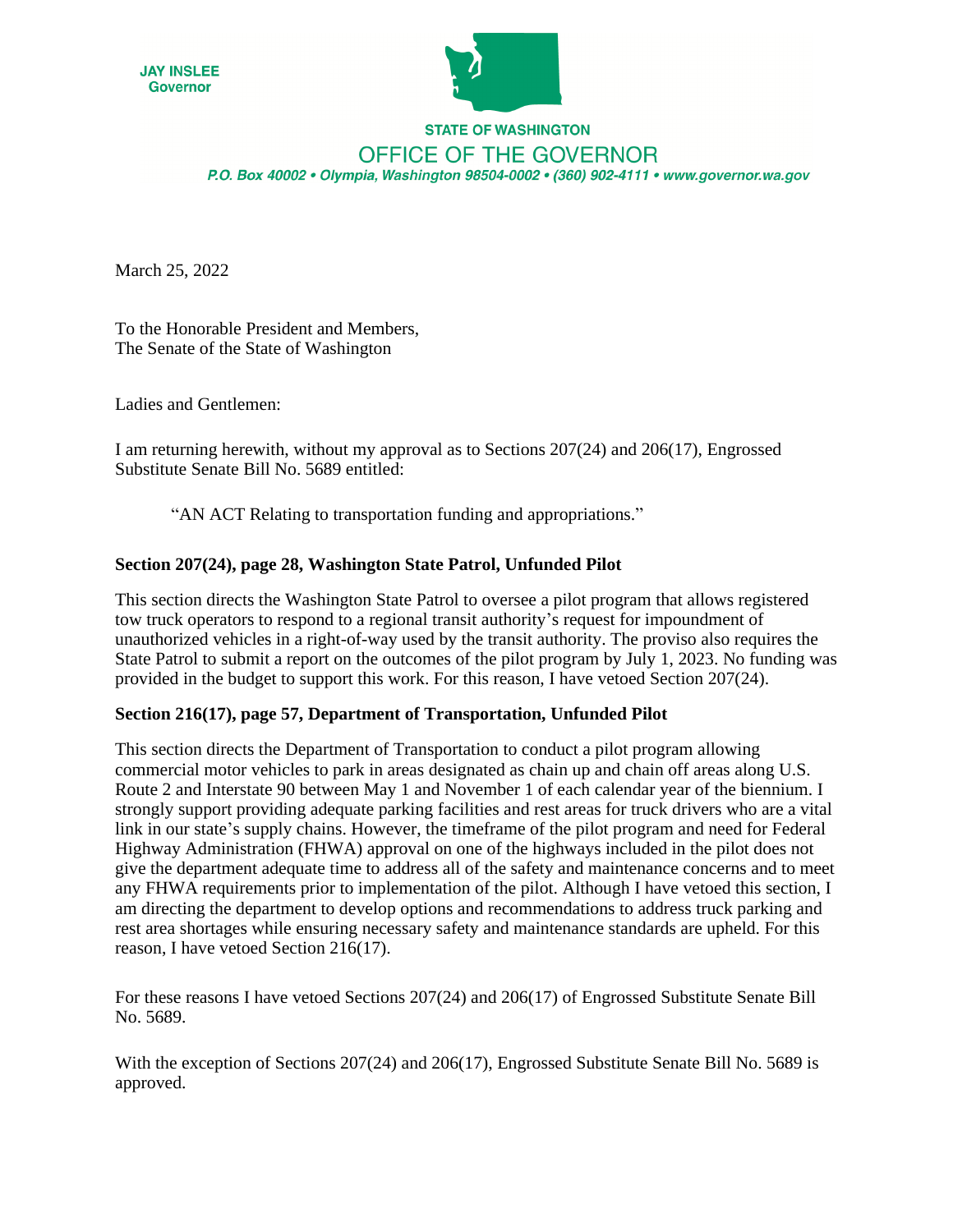JAY INSLEE
Governor

STATE OF WASHINGTON

OFFICE OF THE GOVERNOR

*P.O. Box 40002 • Olympia, Washington 98504-0002 • (360) 902-4111 • www.governor.wa.gov*

March 25, 2022

To the Honorable President and Members,
The Senate of the State of Washington

Ladies and Gentlemen:

I am returning herewith, without my approval as to Sections 207(24) and 206(17), Engrossed Substitute Senate Bill No. 5689 entitled:

> "AN ACT Relating to transportation funding and appropriations."

**Section 207(24), page 28, Washington State Patrol, Unfunded Pilot**

This section directs the Washington State Patrol to oversee a pilot program that allows registered tow truck operators to respond to a regional transit authority's request for impoundment of unauthorized vehicles in a right-of-way used by the transit authority. The proviso also requires the State Patrol to submit a report on the outcomes of the pilot program by July 1, 2023. No funding was provided in the budget to support this work. For this reason, I have vetoed Section 207(24).

**Section 216(17), page 57, Department of Transportation, Unfunded Pilot**

This section directs the Department of Transportation to conduct a pilot program allowing commercial motor vehicles to park in areas designated as chain up and chain off areas along U.S. Route 2 and Interstate 90 between May 1 and November 1 of each calendar year of the biennium. I strongly support providing adequate parking facilities and rest areas for truck drivers who are a vital link in our state's supply chains. However, the timeframe of the pilot program and need for Federal Highway Administration (FHWA) approval on one of the highways included in the pilot does not give the department adequate time to address all of the safety and maintenance concerns and to meet any FHWA requirements prior to implementation of the pilot. Although I have vetoed this section, I am directing the department to develop options and recommendations to address truck parking and rest area shortages while ensuring necessary safety and maintenance standards are upheld. For this reason, I have vetoed Section 216(17).

For these reasons I have vetoed Sections 207(24) and 206(17) of Engrossed Substitute Senate Bill No. 5689.

With the exception of Sections 207(24) and 206(17), Engrossed Substitute Senate Bill No. 5689 is approved.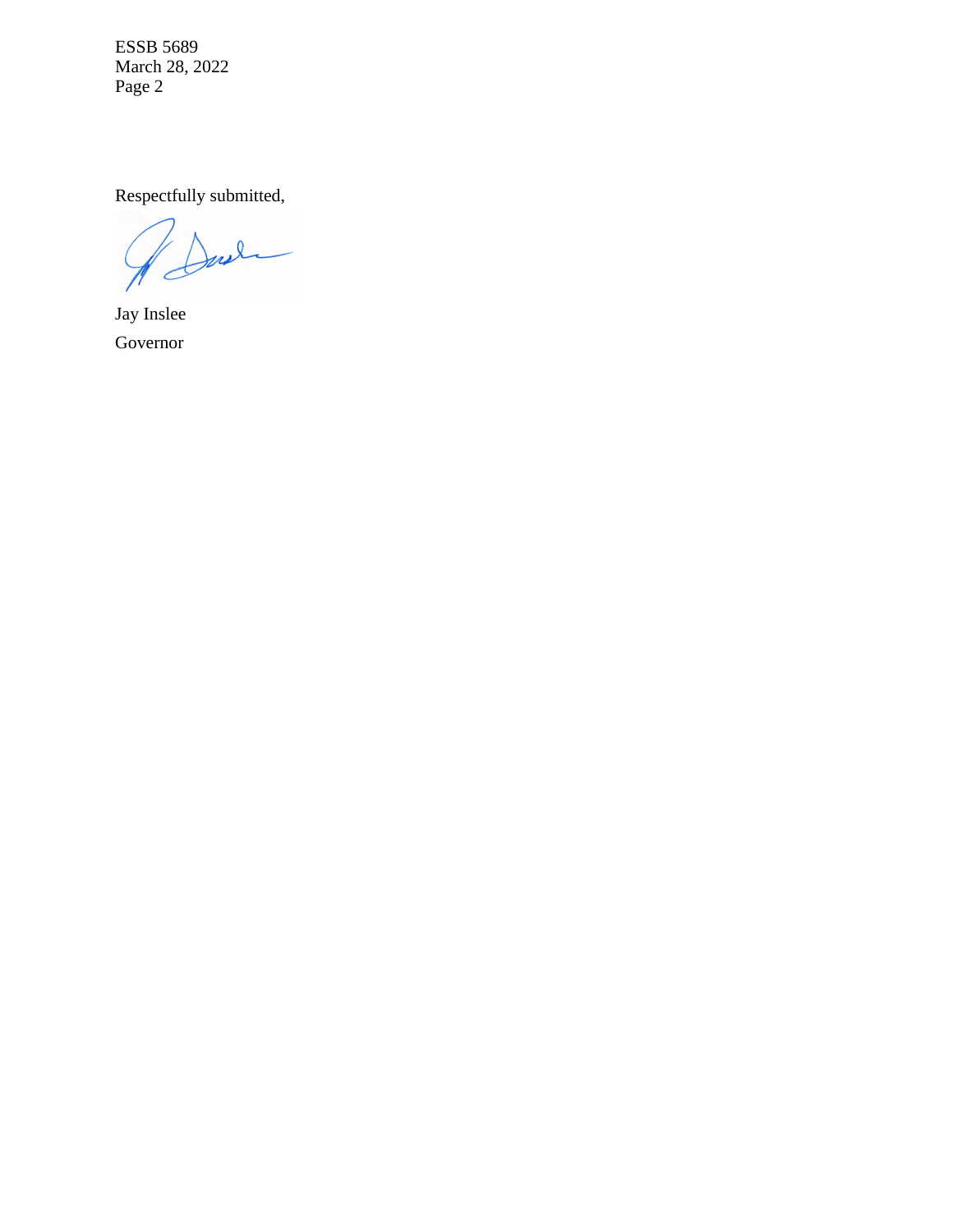Respectfully submitted,

Jay Inslee

Governor